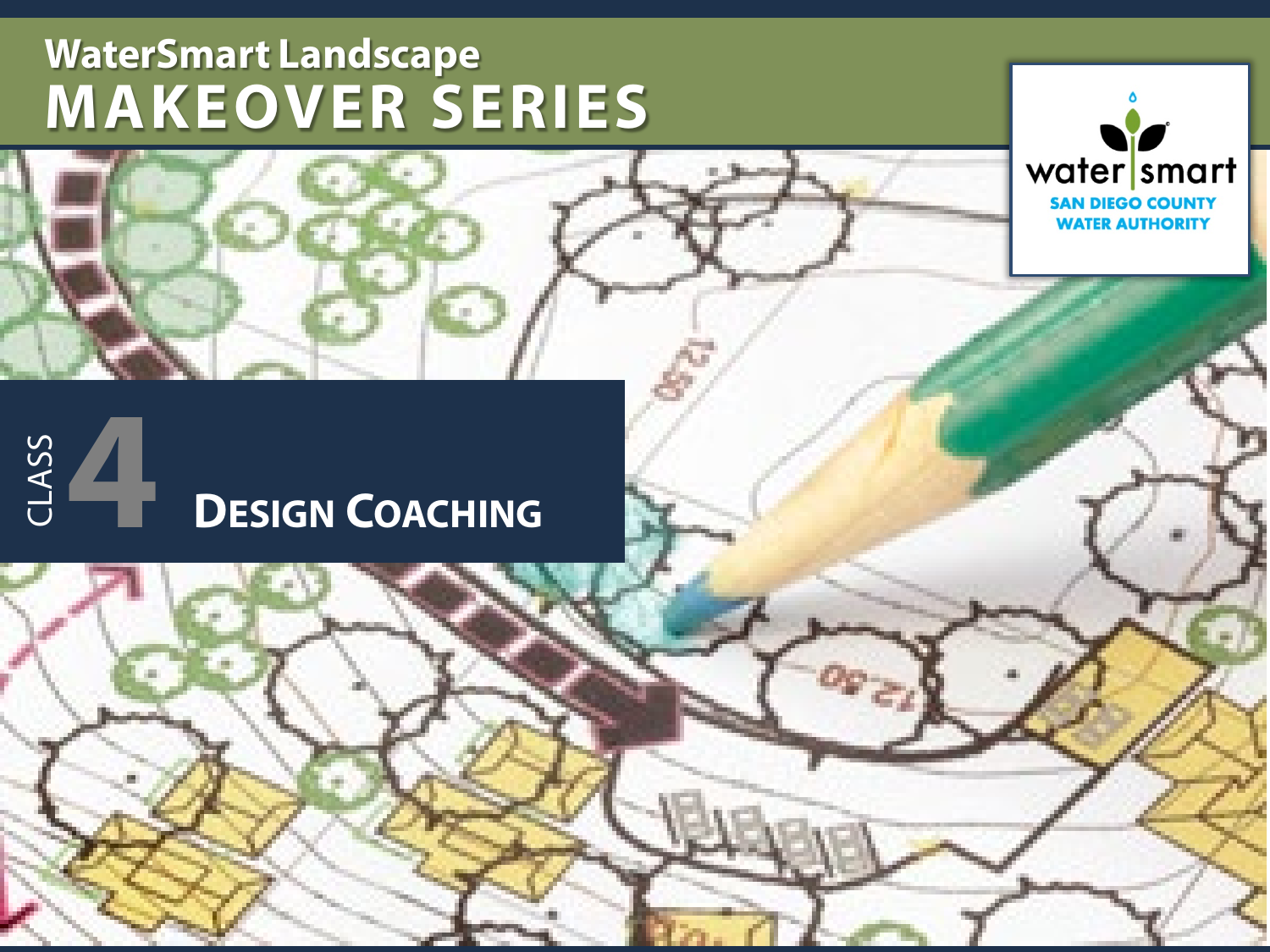# WaterSmart Landscape MAKEOVER SERIES

water smart
SAN DIEGO COUNTY WATER AUTHORITY

## CLASS 4 DESIGN COACHING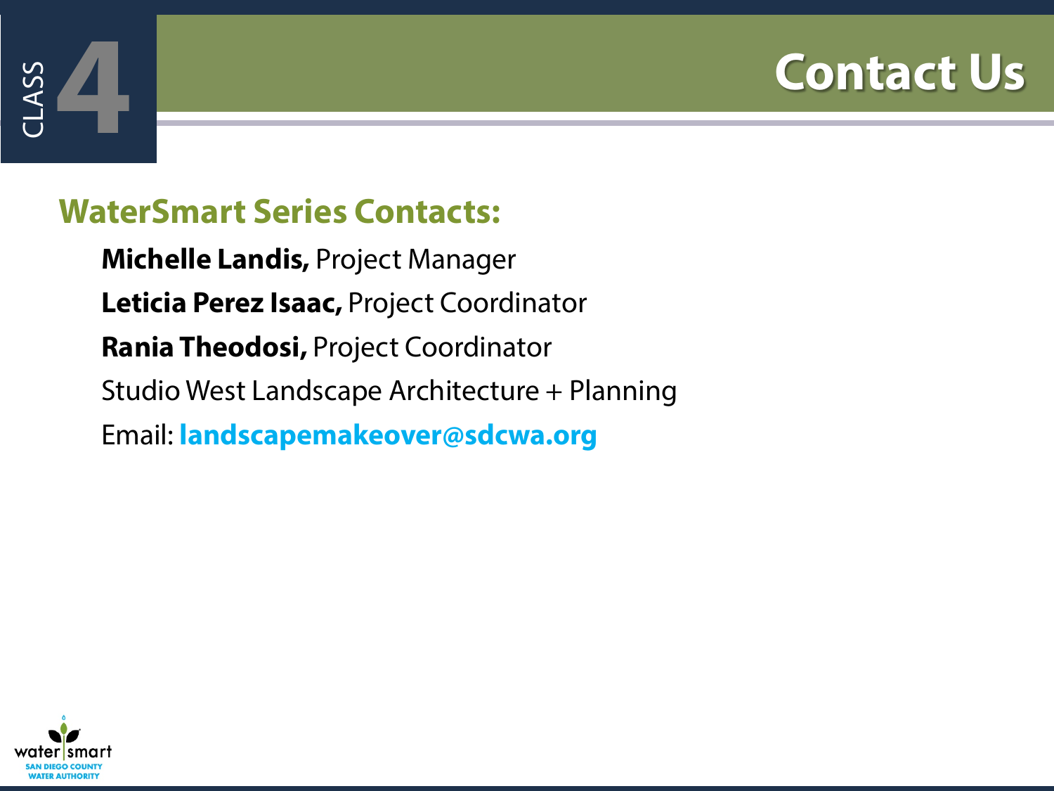# Contact Us

CLASS 4

## WaterSmart Series Contacts:

**Michelle Landis,** Project Manager

**Leticia Perez Isaac,** Project Coordinator

**Rania Theodosi,** Project Coordinator

Studio West Landscape Architecture + Planning

Email: **landscapemakeover@sdcwa.org**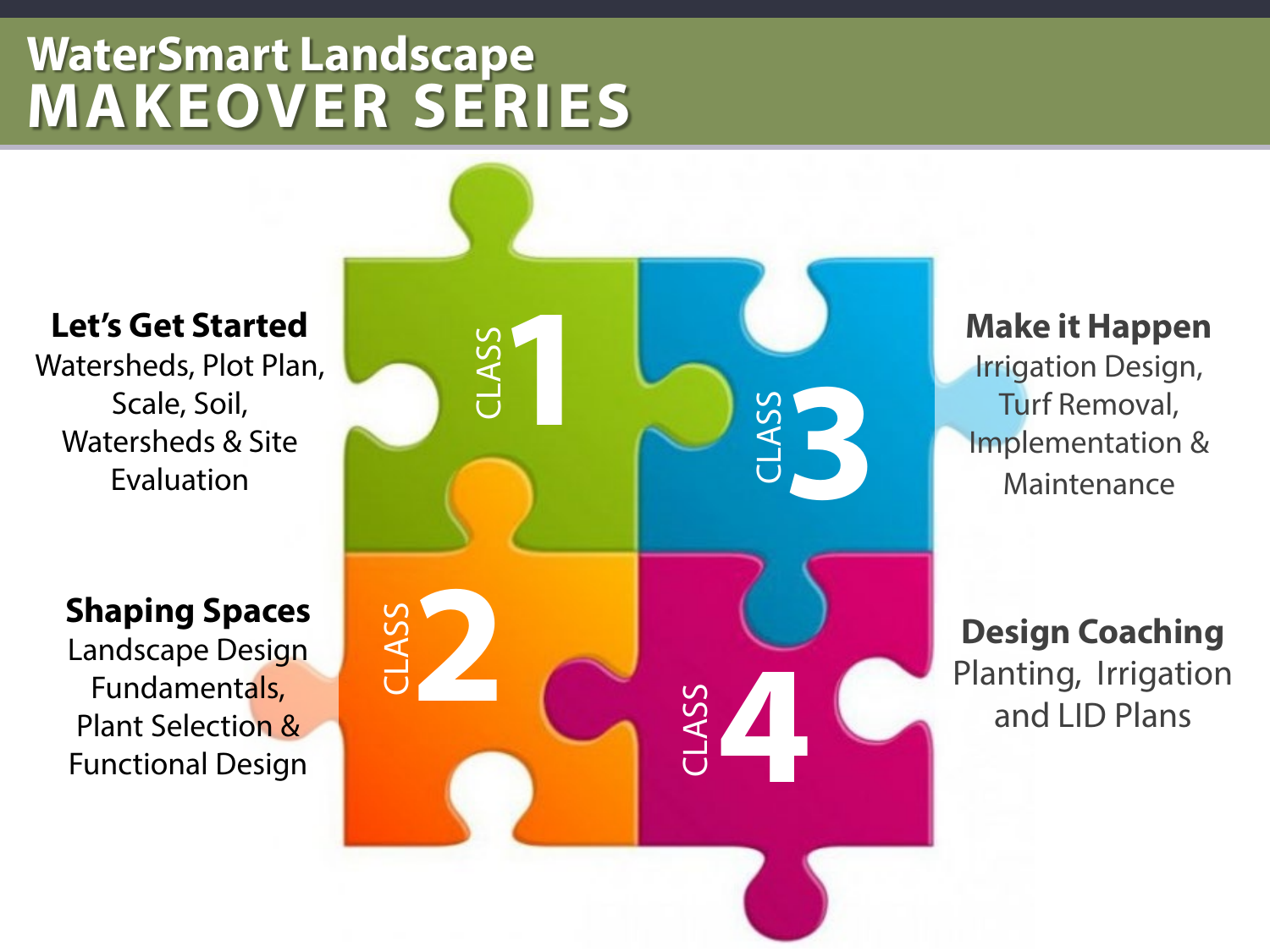# WaterSmart Landscape
# MAKEOVER SERIES

**Let's Get Started**
Watersheds, Plot Plan, Scale, Soil, Watersheds & Site Evaluation

CLASS 1

**Make it Happen**
Irrigation Design, Turf Removal, Implementation & Maintenance

CLASS 3

**Shaping Spaces**
Landscape Design Fundamentals, Plant Selection & Functional Design

CLASS 2

**Design Coaching**
Planting, Irrigation and LID Plans

CLASS 4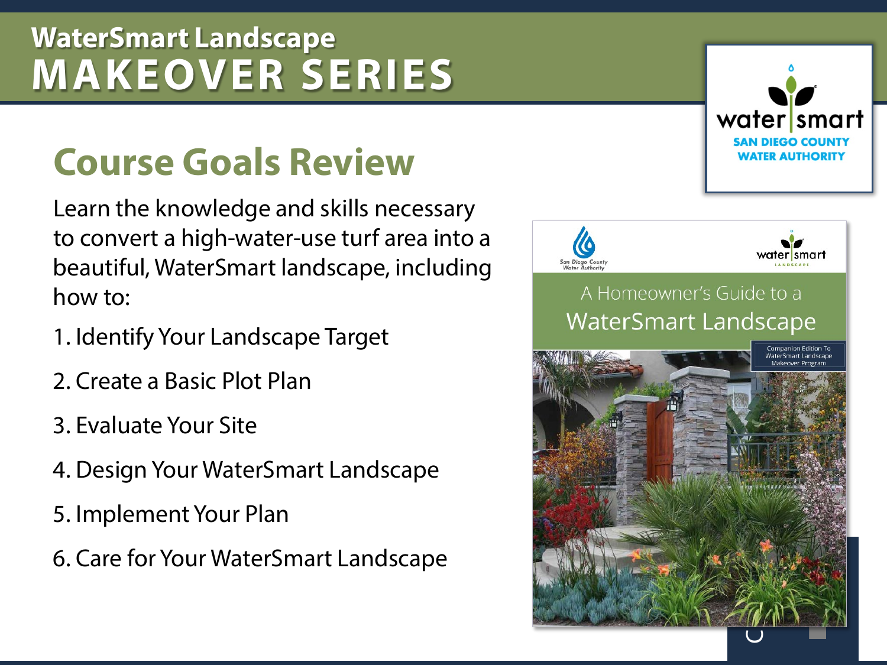# WaterSmart Landscape MAKEOVER SERIES

## Course Goals Review

Learn the knowledge and skills necessary to convert a high-water-use turf area into a beautiful, WaterSmart landscape, including how to:

1. Identify Your Landscape Target
2. Create a Basic Plot Plan
3. Evaluate Your Site
4. Design Your WaterSmart Landscape
5. Implement Your Plan
6. Care for Your WaterSmart Landscape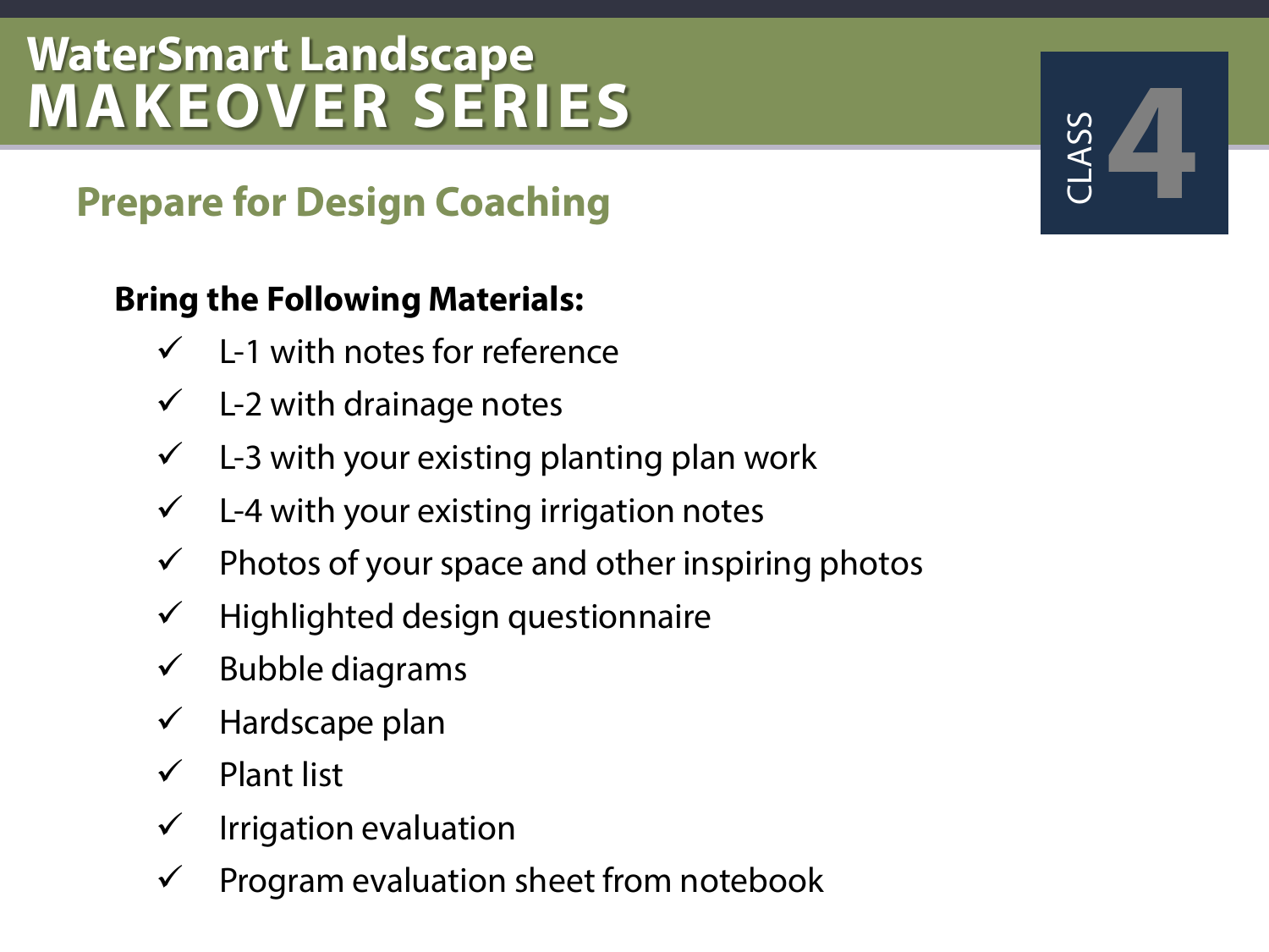# WaterSmart Landscape MAKEOVER SERIES

CLASS 4

## Prepare for Design Coaching

**Bring the Following Materials:**

- ✓ L-1 with notes for reference
- ✓ L-2 with drainage notes
- ✓ L-3 with your existing planting plan work
- ✓ L-4 with your existing irrigation notes
- ✓ Photos of your space and other inspiring photos
- ✓ Highlighted design questionnaire
- ✓ Bubble diagrams
- ✓ Hardscape plan
- ✓ Plant list
- ✓ Irrigation evaluation
- ✓ Program evaluation sheet from notebook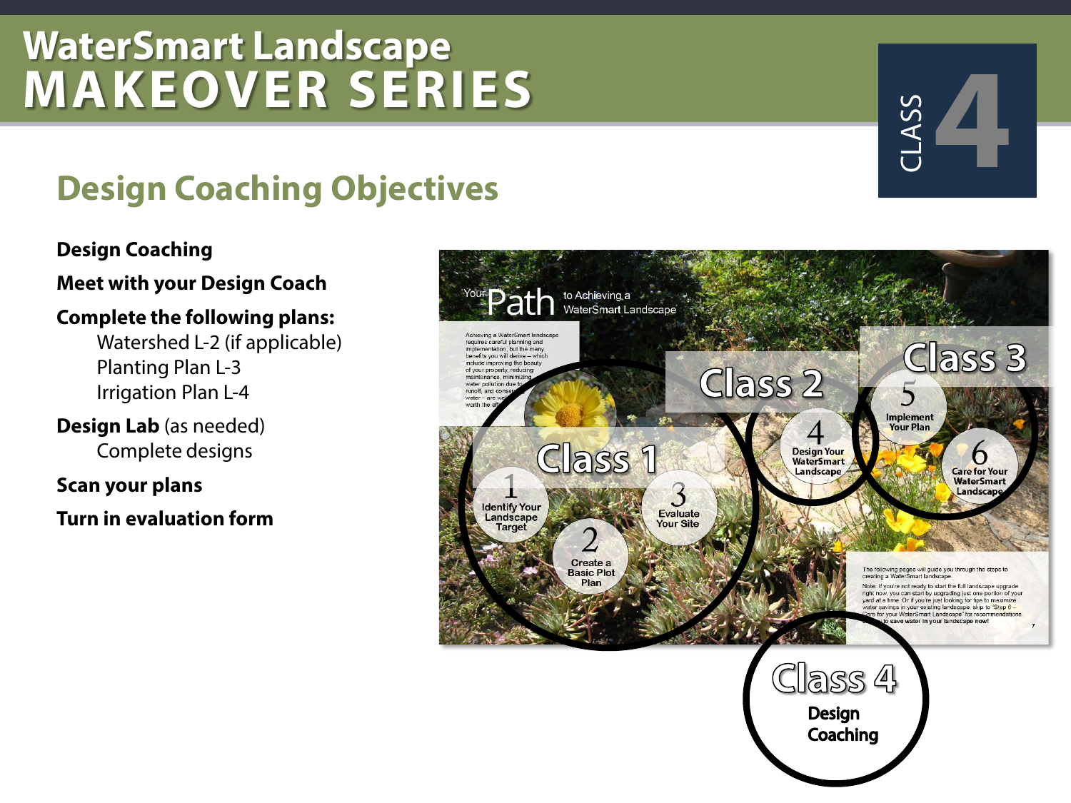# WaterSmart Landscape MAKEOVER SERIES

CLASS 4

## Design Coaching Objectives

**Design Coaching**

**Meet with your Design Coach**

**Complete the following plans:**
- Watershed L-2 (if applicable)
- Planting Plan L-3
- Irrigation Plan L-4

**Design Lab** (as needed)
- Complete designs

**Scan your plans**

**Turn in evaluation form**

Your Path to Achieving a WaterSmart Landscape

Class 1
1 Identify Your Landscape Target
2 Create a Basic Plot Plan
3 Evaluate Your Site

Class 2
4 Design Your WaterSmart Landscape

Class 3
5 Implement Your Plan
6 Care for Your WaterSmart Landscape

Class 4
Design Coaching